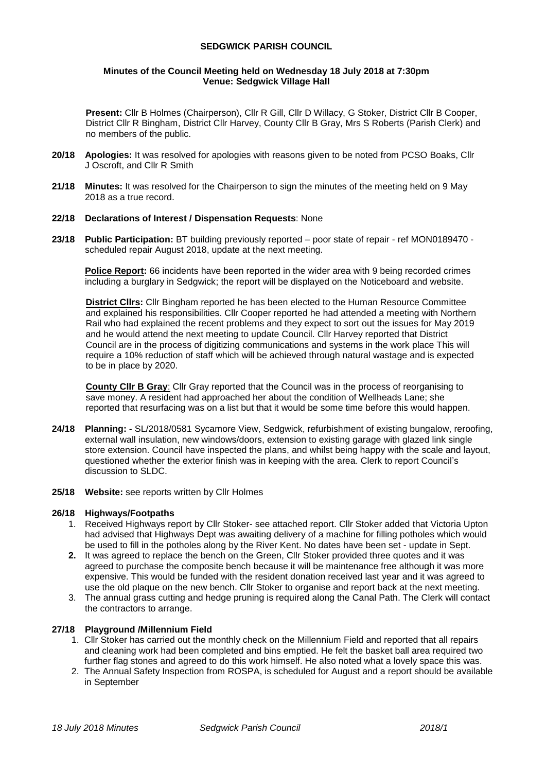# SEDGWICK PARISH COUNCIL

**Minutes of the Council Meeting held on Wednesday 18 July 2018 at 7:30pm**
**Venue: Sedgwick Village Hall**

**Present:** Cllr B Holmes (Chairperson), Cllr R Gill, Cllr D Willacy, G Stoker, District Cllr B Cooper, District Cllr R Bingham, District Cllr Harvey, County Cllr B Gray, Mrs S Roberts (Parish Clerk) and no members of the public.

**20/18 Apologies:** It was resolved for apologies with reasons given to be noted from PCSO Boaks, Cllr J Oscroft, and Cllr R Smith

**21/18 Minutes:** It was resolved for the Chairperson to sign the minutes of the meeting held on 9 May 2018 as a true record.

**22/18 Declarations of Interest / Dispensation Requests**: None

**23/18 Public Participation:** BT building previously reported – poor state of repair - ref MON0189470 - scheduled repair August 2018, update at the next meeting.

**Police Report:** 66 incidents have been reported in the wider area with 9 being recorded crimes including a burglary in Sedgwick; the report will be displayed on the Noticeboard and website.

**District Cllrs:** Cllr Bingham reported he has been elected to the Human Resource Committee and explained his responsibilities. Cllr Cooper reported he had attended a meeting with Northern Rail who had explained the recent problems and they expect to sort out the issues for May 2019 and he would attend the next meeting to update Council. Cllr Harvey reported that District Council are in the process of digitizing communications and systems in the work place This will require a 10% reduction of staff which will be achieved through natural wastage and is expected to be in place by 2020.

**County Cllr B Gray**: Cllr Gray reported that the Council was in the process of reorganising to save money. A resident had approached her about the condition of Wellheads Lane; she reported that resurfacing was on a list but that it would be some time before this would happen.

**24/18 Planning:** - SL/2018/0581 Sycamore View, Sedgwick, refurbishment of existing bungalow, reroofing, external wall insulation, new windows/doors, extension to existing garage with glazed link single store extension. Council have inspected the plans, and whilst being happy with the scale and layout, questioned whether the exterior finish was in keeping with the area. Clerk to report Council's discussion to SLDC.

**25/18 Website:** see reports written by Cllr Holmes

**26/18 Highways/Footpaths**

1. Received Highways report by Cllr Stoker- see attached report. Cllr Stoker added that Victoria Upton had advised that Highways Dept was awaiting delivery of a machine for filling potholes which would be used to fill in the potholes along by the River Kent. No dates have been set - update in Sept.
2. It was agreed to replace the bench on the Green, Cllr Stoker provided three quotes and it was agreed to purchase the composite bench because it will be maintenance free although it was more expensive. This would be funded with the resident donation received last year and it was agreed to use the old plaque on the new bench. Cllr Stoker to organise and report back at the next meeting.
3. The annual grass cutting and hedge pruning is required along the Canal Path. The Clerk will contact the contractors to arrange.

**27/18 Playground /Millennium Field**

1. Cllr Stoker has carried out the monthly check on the Millennium Field and reported that all repairs and cleaning work had been completed and bins emptied. He felt the basket ball area required two further flag stones and agreed to do this work himself. He also noted what a lovely space this was.
2. The Annual Safety Inspection from ROSPA, is scheduled for August and a report should be available in September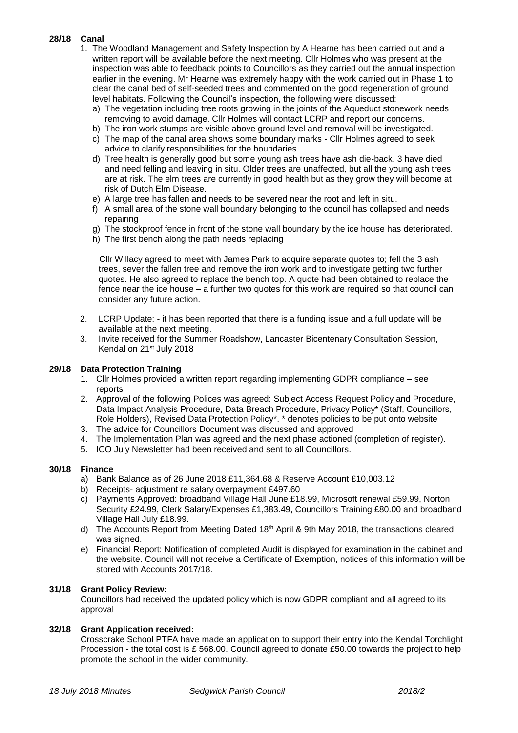**28/18 Canal**

1. The Woodland Management and Safety Inspection by A Hearne has been carried out and a written report will be available before the next meeting. Cllr Holmes who was present at the inspection was able to feedback points to Councillors as they carried out the annual inspection earlier in the evening. Mr Hearne was extremely happy with the work carried out in Phase 1 to clear the canal bed of self-seeded trees and commented on the good regeneration of ground level habitats. Following the Council's inspection, the following were discussed:
   a) The vegetation including tree roots growing in the joints of the Aqueduct stonework needs removing to avoid damage. Cllr Holmes will contact LCRP and report our concerns.
   b) The iron work stumps are visible above ground level and removal will be investigated.
   c) The map of the canal area shows some boundary marks - Cllr Holmes agreed to seek advice to clarify responsibilities for the boundaries.
   d) Tree health is generally good but some young ash trees have ash die-back. 3 have died and need felling and leaving in situ. Older trees are unaffected, but all the young ash trees are at risk. The elm trees are currently in good health but as they grow they will become at risk of Dutch Elm Disease.
   e) A large tree has fallen and needs to be severed near the root and left in situ.
   f) A small area of the stone wall boundary belonging to the council has collapsed and needs repairing
   g) The stockproof fence in front of the stone wall boundary by the ice house has deteriorated.
   h) The first bench along the path needs replacing

   Cllr Willacy agreed to meet with James Park to acquire separate quotes to; fell the 3 ash trees, sever the fallen tree and remove the iron work and to investigate getting two further quotes. He also agreed to replace the bench top. A quote had been obtained to replace the fence near the ice house – a further two quotes for this work are required so that council can consider any future action.

2. LCRP Update: - it has been reported that there is a funding issue and a full update will be available at the next meeting.
3. Invite received for the Summer Roadshow, Lancaster Bicentenary Consultation Session, Kendal on 21st July 2018

**29/18 Data Protection Training**

1. Cllr Holmes provided a written report regarding implementing GDPR compliance – see reports
2. Approval of the following Polices was agreed: Subject Access Request Policy and Procedure, Data Impact Analysis Procedure, Data Breach Procedure, Privacy Policy* (Staff, Councillors, Role Holders), Revised Data Protection Policy*. * denotes policies to be put onto website
3. The advice for Councillors Document was discussed and approved
4. The Implementation Plan was agreed and the next phase actioned (completion of register).
5. ICO July Newsletter had been received and sent to all Councillors.

**30/18 Finance**

a) Bank Balance as of 26 June 2018 £11,364.68 & Reserve Account £10,003.12
b) Receipts- adjustment re salary overpayment £497.60
c) Payments Approved: broadband Village Hall June £18.99, Microsoft renewal £59.99, Norton Security £24.99, Clerk Salary/Expenses £1,383.49, Councillors Training £80.00 and broadband Village Hall July £18.99.
d) The Accounts Report from Meeting Dated 18th April & 9th May 2018, the transactions cleared was signed.
e) Financial Report: Notification of completed Audit is displayed for examination in the cabinet and the website. Council will not receive a Certificate of Exemption, notices of this information will be stored with Accounts 2017/18.

**31/18 Grant Policy Review:**

Councillors had received the updated policy which is now GDPR compliant and all agreed to its approval

**32/18 Grant Application received:**

Crosscrake School PTFA have made an application to support their entry into the Kendal Torchlight Procession - the total cost is £ 568.00. Council agreed to donate £50.00 towards the project to help promote the school in the wider community.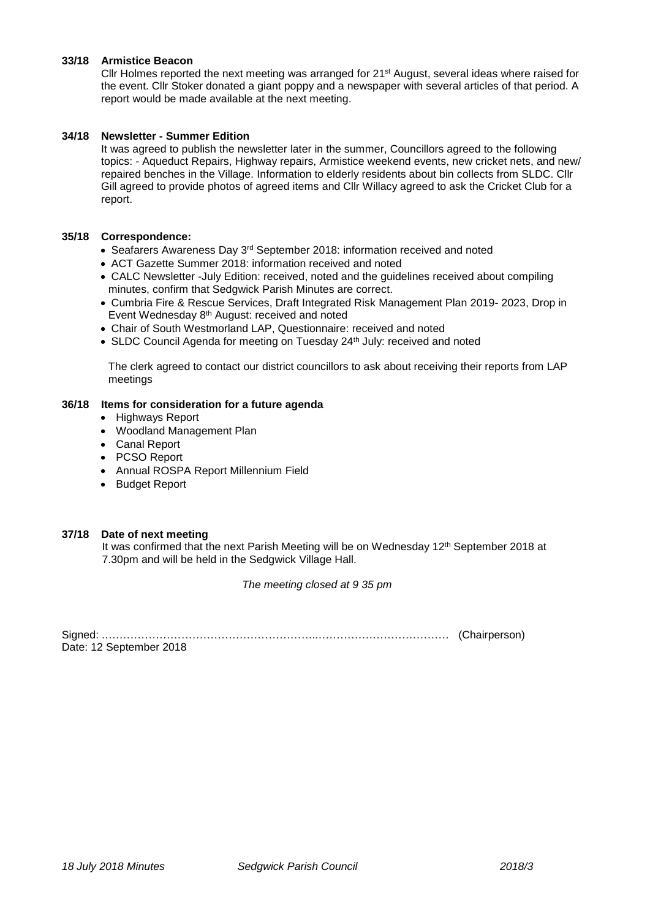**33/18 Armistice Beacon**

Cllr Holmes reported the next meeting was arranged for 21st August, several ideas where raised for the event. Cllr Stoker donated a giant poppy and a newspaper with several articles of that period. A report would be made available at the next meeting.

**34/18 Newsletter - Summer Edition**

It was agreed to publish the newsletter later in the summer, Councillors agreed to the following topics: - Aqueduct Repairs, Highway repairs, Armistice weekend events, new cricket nets, and new/ repaired benches in the Village. Information to elderly residents about bin collects from SLDC. Cllr Gill agreed to provide photos of agreed items and Cllr Willacy agreed to ask the Cricket Club for a report.

**35/18 Correspondence:**

- Seafarers Awareness Day 3rd September 2018: information received and noted
- ACT Gazette Summer 2018: information received and noted
- CALC Newsletter -July Edition: received, noted and the guidelines received about compiling minutes, confirm that Sedgwick Parish Minutes are correct.
- Cumbria Fire & Rescue Services, Draft Integrated Risk Management Plan 2019- 2023, Drop in Event Wednesday 8th August: received and noted
- Chair of South Westmorland LAP, Questionnaire: received and noted
- SLDC Council Agenda for meeting on Tuesday 24th July: received and noted

The clerk agreed to contact our district councillors to ask about receiving their reports from LAP meetings

**36/18 Items for consideration for a future agenda**

- Highways Report
- Woodland Management Plan
- Canal Report
- PCSO Report
- Annual ROSPA Report Millennium Field
- Budget Report

**37/18 Date of next meeting**

It was confirmed that the next Parish Meeting will be on Wednesday 12th September 2018 at 7.30pm and will be held in the Sedgwick Village Hall.

*The meeting closed at 9 35 pm*

Signed: ……………………………………………………..……………………………… (Chairperson)
Date: 12 September 2018